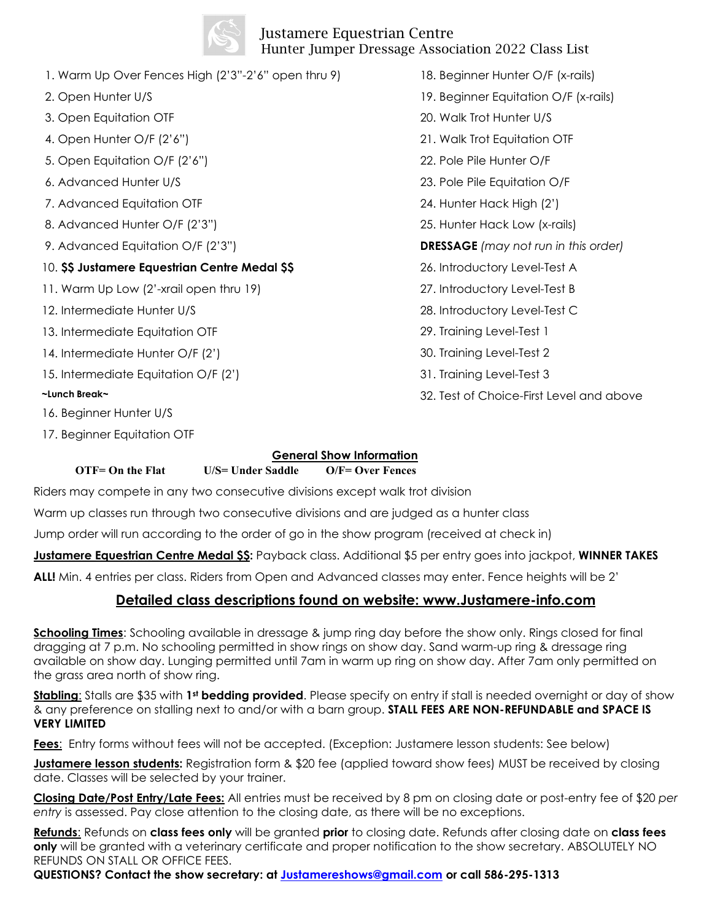# Justamere Equestrian Centre

## Hunter Jumper Dressage Association 2022 Class List

1. Warm Up Over Fences High (2'3"-2'6" open thru 9)
2. Open Hunter U/S
3. Open Equitation OTF
4. Open Hunter O/F (2'6")
5. Open Equitation O/F (2'6")
6. Advanced Hunter U/S
7. Advanced Equitation OTF
8. Advanced Hunter O/F (2'3")
9. Advanced Equitation O/F (2'3")
10. **$$ Justamere Equestrian Centre Medal $$**
11. Warm Up Low (2'-xrail open thru 19)
12. Intermediate Hunter U/S
13. Intermediate Equitation OTF
14. Intermediate Hunter O/F (2')
15. Intermediate Equitation O/F (2')

**~Lunch Break~**

16. Beginner Hunter U/S
17. Beginner Equitation OTF
18. Beginner Hunter O/F (x-rails)
19. Beginner Equitation O/F (x-rails)
20. Walk Trot Hunter U/S
21. Walk Trot Equitation OTF
22. Pole Pile Hunter O/F
23. Pole Pile Equitation O/F
24. Hunter Hack High (2')
25. Hunter Hack Low (x-rails)

**DRESSAGE** *(may not run in this order)*

26. Introductory Level-Test A
27. Introductory Level-Test B
28. Introductory Level-Test C
29. Training Level-Test 1
30. Training Level-Test 2
31. Training Level-Test 3
32. Test of Choice-First Level and above

## General Show Information

**OTF= On the Flat** **U/S= Under Saddle** **O/F= Over Fences**

Riders may compete in any two consecutive divisions except walk trot division

Warm up classes run through two consecutive divisions and are judged as a hunter class

Jump order will run according to the order of go in the show program (received at check in)

**Justamere Equestrian Centre Medal $$:** Payback class. Additional $5 per entry goes into jackpot, **WINNER TAKES ALL!** Min. 4 entries per class. Riders from Open and Advanced classes may enter. Fence heights will be 2'

**Detailed class descriptions found on website: www.Justamere-info.com**

**Schooling Times**: Schooling available in dressage & jump ring day before the show only. Rings closed for final dragging at 7 p.m. No schooling permitted in show rings on show day. Sand warm-up ring & dressage ring available on show day. Lunging permitted until 7am in warm up ring on show day. After 7am only permitted on the grass area north of show ring.

**Stabling**: Stalls are $35 with **1st bedding provided**. Please specify on entry if stall is needed overnight or day of show & any preference on stalling next to and/or with a barn group. **STALL FEES ARE NON-REFUNDABLE and SPACE IS VERY LIMITED**

**Fees**: Entry forms without fees will not be accepted. (Exception: Justamere lesson students: See below)

**Justamere lesson students:** Registration form & $20 fee (applied toward show fees) MUST be received by closing date. Classes will be selected by your trainer.

**Closing Date/Post Entry/Late Fees:** All entries must be received by 8 pm on closing date or post-entry fee of $20 *per entry* is assessed. Pay close attention to the closing date, as there will be no exceptions.

**Refunds**: Refunds on **class fees only** will be granted **prior** to closing date. Refunds after closing date on **class fees only** will be granted with a veterinary certificate and proper notification to the show secretary. ABSOLUTELY NO REFUNDS ON STALL OR OFFICE FEES.

**QUESTIONS? Contact the show secretary: at Justamereshows@gmail.com or call 586-295-1313**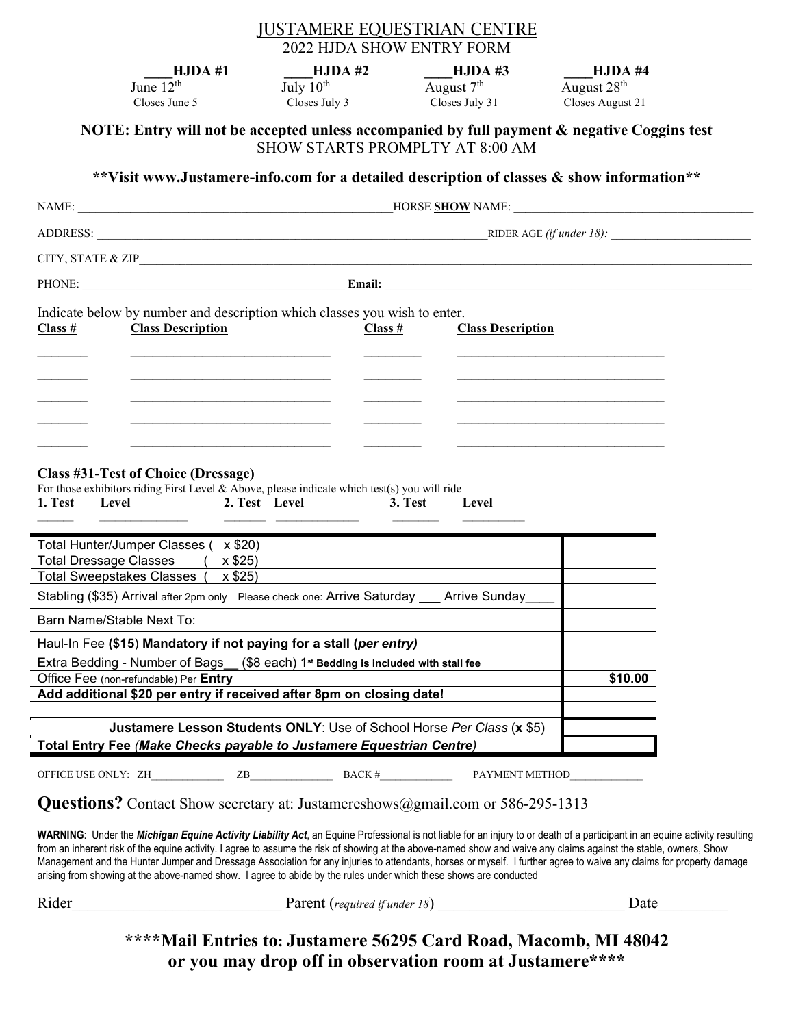# JUSTAMERE EQUESTRIAN CENTRE

## 2022 HJDA SHOW ENTRY FORM

| ____**HJDA #1** | ____**HJDA #2** | ____**HJDA #3** | ____**HJDA #4** |
|---|---|---|---|
| June 12th | July 10th | August 7th | August 28th |
| Closes June 5 | Closes July 3 | Closes July 31 | Closes August 21 |

**NOTE: Entry will not be accepted unless accompanied by full payment & negative Coggins test**

SHOW STARTS PROMPLTY AT 8:00 AM

****Visit www.Justamere-info.com for a detailed description of classes & show information****

NAME: ____________________________________________ HORSE **SHOW** NAME: ____________________________________

ADDRESS: ____________________________________________ RIDER AGE *(if under 18)*: ______________________

CITY, STATE & ZIP ________________________________________________________________________________

PHONE: ____________________________________ **Email:** ________________________________________________

Indicate below by number and description which classes you wish to enter.

| **Class #** | **Class Description** | **Class #** | **Class Description** |
|---|---|---|---|
| _______ | ______________________________ | ________ | ______________________________ |
| _______ | ______________________________ | ________ | ______________________________ |
| _______ | ______________________________ | ________ | ______________________________ |
| _______ | ______________________________ | ________ | ______________________________ |
| _______ | ______________________________ | ________ | ______________________________ |

**Class #31-Test of Choice (Dressage)**

For those exhibitors riding First Level & Above, please indicate which test(s) you will ride

**1. Test** _____ **Level** _____________ **2. Test** _____ **Level** _____________ **3. Test** _______ **Level** _________

| | |
|---|---|
| Total Hunter/Jumper Classes ( x $20) | |
| Total Dressage Classes ( x $25) | |
| Total Sweepstakes Classes ( x $25) | |
| Stabling ($35) Arrival after 2pm only Please check one: Arrive Saturday ___ Arrive Sunday____ | |
| Barn Name/Stable Next To: | |
| Haul-In Fee **($15) Mandatory if not paying for a stall (*per entry*)** | |
| Extra Bedding - Number of Bags__ ($8 each) 1st **Bedding is included with stall fee** | |
| Office Fee (non-refundable) Per **Entry** | **$10.00** |
| **Add additional $20 per entry if received after 8pm on closing date!** | |
| | |
| **Justamere Lesson Students ONLY**: Use of School Horse *Per Class* (**x** $5) | |
| **Total Entry Fee *(Make Checks payable to Justamere Equestrian Centre)*** | |

OFFICE USE ONLY: ZH____________ ZB______________ BACK #____________ PAYMENT METHOD____________

**Questions?** Contact Show secretary at: Justamereshows@gmail.com or 586-295-1313

**WARNING**: Under the ***Michigan Equine Activity Liability Act***, an Equine Professional is not liable for an injury to or death of a participant in an equine activity resulting from an inherent risk of the equine activity. I agree to assume the risk of showing at the above-named show and waive any claims against the stable, owners, Show Management and the Hunter Jumper and Dressage Association for any injuries to attendants, horses or myself. I further agree to waive any claims for property damage arising from showing at the above-named show. I agree to abide by the rules under which these shows are conducted

Rider__________________________ Parent (*required if under 18*) ________________________ Date_________

**\*\*\*\*Mail Entries to: Justamere 56295 Card Road, Macomb, MI 48042 or you may drop off in observation room at Justamere\*\*\*\***